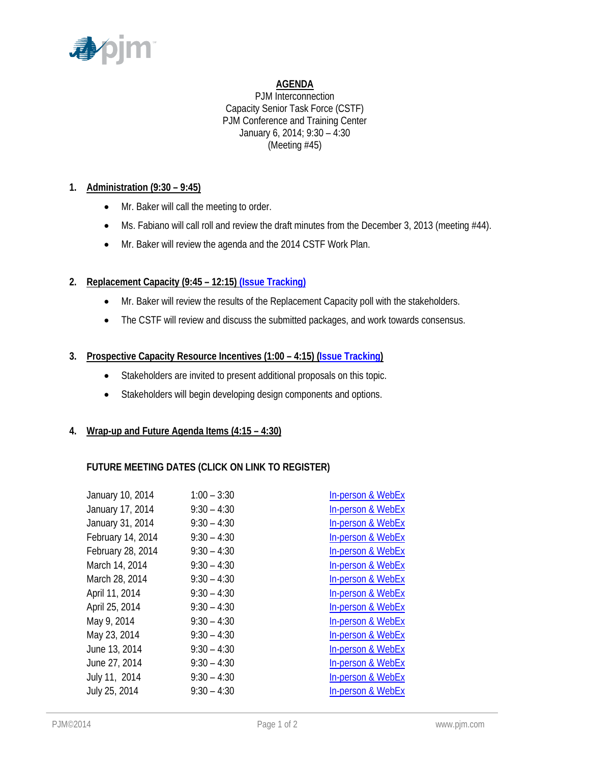**AGENDA**

PJM Interconnection
Capacity Senior Task Force (CSTF)
PJM Conference and Training Center
January 6, 2014; 9:30 – 4:30
(Meeting #45)

1. **Administration (9:30 – 9:45)**
   - Mr. Baker will call the meeting to order.
   - Ms. Fabiano will call roll and review the draft minutes from the December 3, 2013 (meeting #44).
   - Mr. Baker will review the agenda and the 2014 CSTF Work Plan.

2. **Replacement Capacity (9:45 – 12:15) (Issue Tracking)**
   - Mr. Baker will review the results of the Replacement Capacity poll with the stakeholders.
   - The CSTF will review and discuss the submitted packages, and work towards consensus.

3. **Prospective Capacity Resource Incentives (1:00 – 4:15) (Issue Tracking)**
   - Stakeholders are invited to present additional proposals on this topic.
   - Stakeholders will begin developing design components and options.

4. **Wrap-up and Future Agenda Items (4:15 – 4:30)**

**FUTURE MEETING DATES (CLICK ON LINK TO REGISTER)**

| | | |
|---|---|---|
| January 10, 2014 | 1:00 – 3:30 | In-person & WebEx |
| January 17, 2014 | 9:30 – 4:30 | In-person & WebEx |
| January 31, 2014 | 9:30 – 4:30 | In-person & WebEx |
| February 14, 2014 | 9:30 – 4:30 | In-person & WebEx |
| February 28, 2014 | 9:30 – 4:30 | In-person & WebEx |
| March 14, 2014 | 9:30 – 4:30 | In-person & WebEx |
| March 28, 2014 | 9:30 – 4:30 | In-person & WebEx |
| April 11, 2014 | 9:30 – 4:30 | In-person & WebEx |
| April 25, 2014 | 9:30 – 4:30 | In-person & WebEx |
| May 9, 2014 | 9:30 – 4:30 | In-person & WebEx |
| May 23, 2014 | 9:30 – 4:30 | In-person & WebEx |
| June 13, 2014 | 9:30 – 4:30 | In-person & WebEx |
| June 27, 2014 | 9:30 – 4:30 | In-person & WebEx |
| July 11, 2014 | 9:30 – 4:30 | In-person & WebEx |
| July 25, 2014 | 9:30 – 4:30 | In-person & WebEx |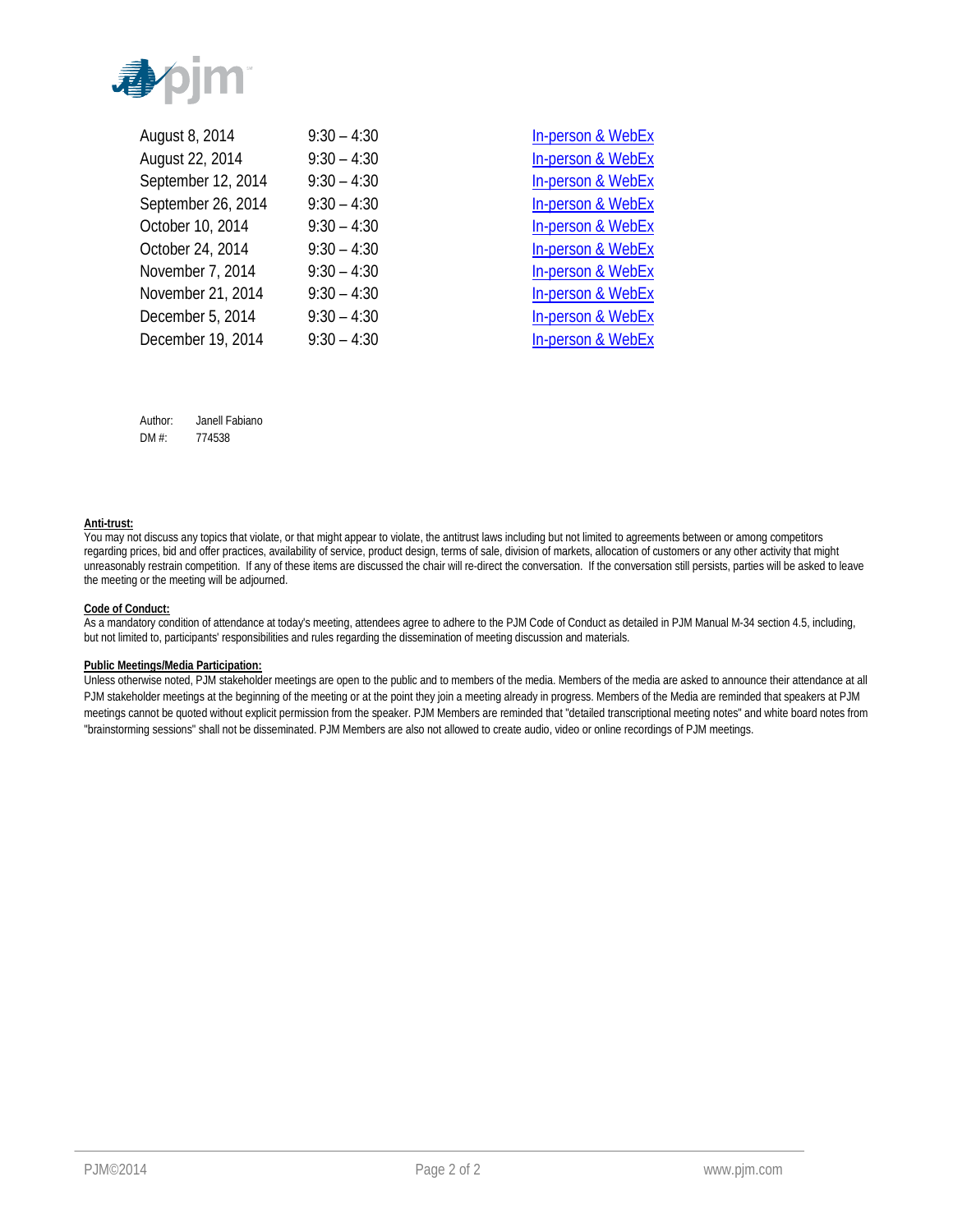| | | |
|---|---|---|
| August 8, 2014 | 9:30 – 4:30 | In-person & WebEx |
| August 22, 2014 | 9:30 – 4:30 | In-person & WebEx |
| September 12, 2014 | 9:30 – 4:30 | In-person & WebEx |
| September 26, 2014 | 9:30 – 4:30 | In-person & WebEx |
| October 10, 2014 | 9:30 – 4:30 | In-person & WebEx |
| October 24, 2014 | 9:30 – 4:30 | In-person & WebEx |
| November 7, 2014 | 9:30 – 4:30 | In-person & WebEx |
| November 21, 2014 | 9:30 – 4:30 | In-person & WebEx |
| December 5, 2014 | 9:30 – 4:30 | In-person & WebEx |
| December 19, 2014 | 9:30 – 4:30 | In-person & WebEx |

Author: Janell Fabiano
DM #: 774538

**Anti-trust:**
You may not discuss any topics that violate, or that might appear to violate, the antitrust laws including but not limited to agreements between or among competitors regarding prices, bid and offer practices, availability of service, product design, terms of sale, division of markets, allocation of customers or any other activity that might unreasonably restrain competition. If any of these items are discussed the chair will re-direct the conversation. If the conversation still persists, parties will be asked to leave the meeting or the meeting will be adjourned.

**Code of Conduct:**
As a mandatory condition of attendance at today's meeting, attendees agree to adhere to the PJM Code of Conduct as detailed in PJM Manual M-34 section 4.5, including, but not limited to, participants' responsibilities and rules regarding the dissemination of meeting discussion and materials.

**Public Meetings/Media Participation:**
Unless otherwise noted, PJM stakeholder meetings are open to the public and to members of the media. Members of the media are asked to announce their attendance at all PJM stakeholder meetings at the beginning of the meeting or at the point they join a meeting already in progress. Members of the Media are reminded that speakers at PJM meetings cannot be quoted without explicit permission from the speaker. PJM Members are reminded that "detailed transcriptional meeting notes" and white board notes from "brainstorming sessions" shall not be disseminated. PJM Members are also not allowed to create audio, video or online recordings of PJM meetings.